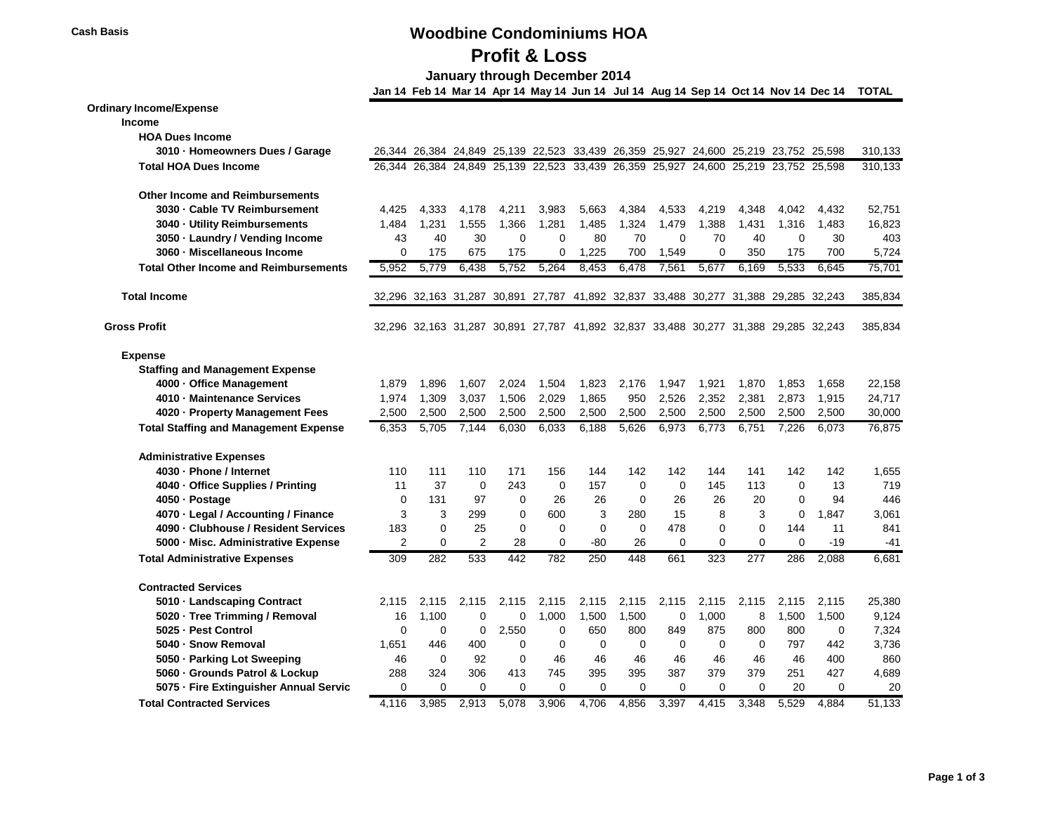Cash Basis

# Woodbine Condominiums HOA

## Profit & Loss

### January through December 2014

| | Jan 14 | Feb 14 | Mar 14 | Apr 14 | May 14 | Jun 14 | Jul 14 | Aug 14 | Sep 14 | Oct 14 | Nov 14 | Dec 14 | TOTAL |
|---|---|---|---|---|---|---|---|---|---|---|---|---|---|
| **Ordinary Income/Expense** | | | | | | | | | | | | | |
| **Income** | | | | | | | | | | | | | |
| **HOA Dues Income** | | | | | | | | | | | | | |
| **3010 · Homeowners Dues / Garage** | 26,344 | 26,384 | 24,849 | 25,139 | 22,523 | 33,439 | 26,359 | 25,927 | 24,600 | 25,219 | 23,752 | 25,598 | 310,133 |
| **Total HOA Dues Income** | 26,344 | 26,384 | 24,849 | 25,139 | 22,523 | 33,439 | 26,359 | 25,927 | 24,600 | 25,219 | 23,752 | 25,598 | 310,133 |
| **Other Income and Reimbursements** | | | | | | | | | | | | | |
| **3030 · Cable TV Reimbursement** | 4,425 | 4,333 | 4,178 | 4,211 | 3,983 | 5,663 | 4,384 | 4,533 | 4,219 | 4,348 | 4,042 | 4,432 | 52,751 |
| **3040 · Utility Reimbursements** | 1,484 | 1,231 | 1,555 | 1,366 | 1,281 | 1,485 | 1,324 | 1,479 | 1,388 | 1,431 | 1,316 | 1,483 | 16,823 |
| **3050 · Laundry / Vending Income** | 43 | 40 | 30 | 0 | 0 | 80 | 70 | 0 | 70 | 40 | 0 | 30 | 403 |
| **3060 · Miscellaneous Income** | 0 | 175 | 675 | 175 | 0 | 1,225 | 700 | 1,549 | 0 | 350 | 175 | 700 | 5,724 |
| **Total Other Income and Reimbursements** | 5,952 | 5,779 | 6,438 | 5,752 | 5,264 | 8,453 | 6,478 | 7,561 | 5,677 | 6,169 | 5,533 | 6,645 | 75,701 |
| **Total Income** | 32,296 | 32,163 | 31,287 | 30,891 | 27,787 | 41,892 | 32,837 | 33,488 | 30,277 | 31,388 | 29,285 | 32,243 | 385,834 |
| **Gross Profit** | 32,296 | 32,163 | 31,287 | 30,891 | 27,787 | 41,892 | 32,837 | 33,488 | 30,277 | 31,388 | 29,285 | 32,243 | 385,834 |
| **Expense** | | | | | | | | | | | | | |
| **Staffing and Management Expense** | | | | | | | | | | | | | |
| **4000 · Office Management** | 1,879 | 1,896 | 1,607 | 2,024 | 1,504 | 1,823 | 2,176 | 1,947 | 1,921 | 1,870 | 1,853 | 1,658 | 22,158 |
| **4010 · Maintenance Services** | 1,974 | 1,309 | 3,037 | 1,506 | 2,029 | 1,865 | 950 | 2,526 | 2,352 | 2,381 | 2,873 | 1,915 | 24,717 |
| **4020 · Property Management Fees** | 2,500 | 2,500 | 2,500 | 2,500 | 2,500 | 2,500 | 2,500 | 2,500 | 2,500 | 2,500 | 2,500 | 2,500 | 30,000 |
| **Total Staffing and Management Expense** | 6,353 | 5,705 | 7,144 | 6,030 | 6,033 | 6,188 | 5,626 | 6,973 | 6,773 | 6,751 | 7,226 | 6,073 | 76,875 |
| **Administrative Expenses** | | | | | | | | | | | | | |
| **4030 · Phone / Internet** | 110 | 111 | 110 | 171 | 156 | 144 | 142 | 142 | 144 | 141 | 142 | 142 | 1,655 |
| **4040 · Office Supplies / Printing** | 11 | 37 | 0 | 243 | 0 | 157 | 0 | 0 | 145 | 113 | 0 | 13 | 719 |
| **4050 · Postage** | 0 | 131 | 97 | 0 | 26 | 26 | 0 | 26 | 26 | 20 | 0 | 94 | 446 |
| **4070 · Legal / Accounting / Finance** | 3 | 3 | 299 | 0 | 600 | 3 | 280 | 15 | 8 | 3 | 0 | 1,847 | 3,061 |
| **4090 · Clubhouse / Resident Services** | 183 | 0 | 25 | 0 | 0 | 0 | 0 | 478 | 0 | 0 | 144 | 11 | 841 |
| **5000 · Misc. Administrative Expense** | 2 | 0 | 2 | 28 | 0 | -80 | 26 | 0 | 0 | 0 | 0 | -19 | -41 |
| **Total Administrative Expenses** | 309 | 282 | 533 | 442 | 782 | 250 | 448 | 661 | 323 | 277 | 286 | 2,088 | 6,681 |
| **Contracted Services** | | | | | | | | | | | | | |
| **5010 · Landscaping Contract** | 2,115 | 2,115 | 2,115 | 2,115 | 2,115 | 2,115 | 2,115 | 2,115 | 2,115 | 2,115 | 2,115 | 2,115 | 25,380 |
| **5020 · Tree Trimming / Removal** | 16 | 1,100 | 0 | 0 | 1,000 | 1,500 | 1,500 | 0 | 1,000 | 8 | 1,500 | 1,500 | 9,124 |
| **5025 · Pest Control** | 0 | 0 | 0 | 2,550 | 0 | 650 | 800 | 849 | 875 | 800 | 800 | 0 | 7,324 |
| **5040 · Snow Removal** | 1,651 | 446 | 400 | 0 | 0 | 0 | 0 | 0 | 0 | 0 | 797 | 442 | 3,736 |
| **5050 · Parking Lot Sweeping** | 46 | 0 | 92 | 0 | 46 | 46 | 46 | 46 | 46 | 46 | 46 | 400 | 860 |
| **5060 · Grounds Patrol & Lockup** | 288 | 324 | 306 | 413 | 745 | 395 | 395 | 387 | 379 | 379 | 251 | 427 | 4,689 |
| **5075 · Fire Extinguisher Annual Servic** | 0 | 0 | 0 | 0 | 0 | 0 | 0 | 0 | 0 | 0 | 20 | 0 | 20 |
| **Total Contracted Services** | 4,116 | 3,985 | 2,913 | 5,078 | 3,906 | 4,706 | 4,856 | 3,397 | 4,415 | 3,348 | 5,529 | 4,884 | 51,133 |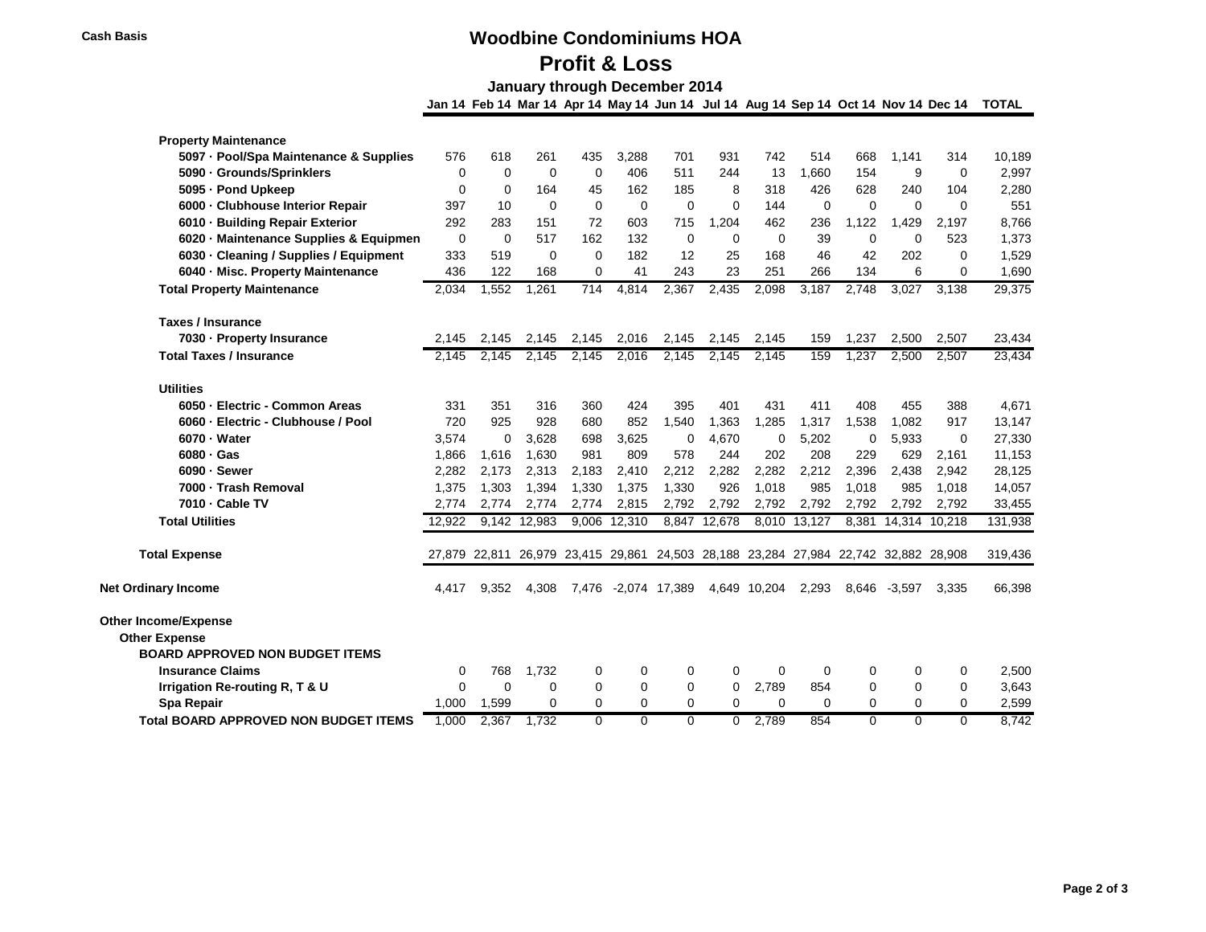**Cash Basis**

# Woodbine Condominiums HOA

## Profit & Loss

### January through December 2014

| | Jan 14 | Feb 14 | Mar 14 | Apr 14 | May 14 | Jun 14 | Jul 14 | Aug 14 | Sep 14 | Oct 14 | Nov 14 | Dec 14 | TOTAL |
|---|---|---|---|---|---|---|---|---|---|---|---|---|---|
| **Property Maintenance** | | | | | | | | | | | | | |
| 5097 · Pool/Spa Maintenance & Supplies | 576 | 618 | 261 | 435 | 3,288 | 701 | 931 | 742 | 514 | 668 | 1,141 | 314 | 10,189 |
| 5090 · Grounds/Sprinklers | 0 | 0 | 0 | 0 | 406 | 511 | 244 | 13 | 1,660 | 154 | 9 | 0 | 2,997 |
| 5095 · Pond Upkeep | 0 | 0 | 164 | 45 | 162 | 185 | 8 | 318 | 426 | 628 | 240 | 104 | 2,280 |
| 6000 · Clubhouse Interior Repair | 397 | 10 | 0 | 0 | 0 | 0 | 0 | 144 | 0 | 0 | 0 | 0 | 551 |
| 6010 · Building Repair Exterior | 292 | 283 | 151 | 72 | 603 | 715 | 1,204 | 462 | 236 | 1,122 | 1,429 | 2,197 | 8,766 |
| 6020 · Maintenance Supplies & Equipmen | 0 | 0 | 517 | 162 | 132 | 0 | 0 | 0 | 39 | 0 | 0 | 523 | 1,373 |
| 6030 · Cleaning / Supplies / Equipment | 333 | 519 | 0 | 0 | 182 | 12 | 25 | 168 | 46 | 42 | 202 | 0 | 1,529 |
| 6040 · Misc. Property Maintenance | 436 | 122 | 168 | 0 | 41 | 243 | 23 | 251 | 266 | 134 | 6 | 0 | 1,690 |
| **Total Property Maintenance** | 2,034 | 1,552 | 1,261 | 714 | 4,814 | 2,367 | 2,435 | 2,098 | 3,187 | 2,748 | 3,027 | 3,138 | 29,375 |
| **Taxes / Insurance** | | | | | | | | | | | | | |
| 7030 · Property Insurance | 2,145 | 2,145 | 2,145 | 2,145 | 2,016 | 2,145 | 2,145 | 2,145 | 159 | 1,237 | 2,500 | 2,507 | 23,434 |
| **Total Taxes / Insurance** | 2,145 | 2,145 | 2,145 | 2,145 | 2,016 | 2,145 | 2,145 | 2,145 | 159 | 1,237 | 2,500 | 2,507 | 23,434 |
| **Utilities** | | | | | | | | | | | | | |
| 6050 · Electric - Common Areas | 331 | 351 | 316 | 360 | 424 | 395 | 401 | 431 | 411 | 408 | 455 | 388 | 4,671 |
| 6060 · Electric - Clubhouse / Pool | 720 | 925 | 928 | 680 | 852 | 1,540 | 1,363 | 1,285 | 1,317 | 1,538 | 1,082 | 917 | 13,147 |
| 6070 · Water | 3,574 | 0 | 3,628 | 698 | 3,625 | 0 | 4,670 | 0 | 5,202 | 0 | 5,933 | 0 | 27,330 |
| 6080 · Gas | 1,866 | 1,616 | 1,630 | 981 | 809 | 578 | 244 | 202 | 208 | 229 | 629 | 2,161 | 11,153 |
| 6090 · Sewer | 2,282 | 2,173 | 2,313 | 2,183 | 2,410 | 2,212 | 2,282 | 2,282 | 2,212 | 2,396 | 2,438 | 2,942 | 28,125 |
| 7000 · Trash Removal | 1,375 | 1,303 | 1,394 | 1,330 | 1,375 | 1,330 | 926 | 1,018 | 985 | 1,018 | 985 | 1,018 | 14,057 |
| 7010 · Cable TV | 2,774 | 2,774 | 2,774 | 2,774 | 2,815 | 2,792 | 2,792 | 2,792 | 2,792 | 2,792 | 2,792 | 2,792 | 33,455 |
| **Total Utilities** | 12,922 | 9,142 | 12,983 | 9,006 | 12,310 | 8,847 | 12,678 | 8,010 | 13,127 | 8,381 | 14,314 | 10,218 | 131,938 |
| **Total Expense** | 27,879 | 22,811 | 26,979 | 23,415 | 29,861 | 24,503 | 28,188 | 23,284 | 27,984 | 22,742 | 32,882 | 28,908 | 319,436 |
| **Net Ordinary Income** | 4,417 | 9,352 | 4,308 | 7,476 | -2,074 | 17,389 | 4,649 | 10,204 | 2,293 | 8,646 | -3,597 | 3,335 | 66,398 |
| **Other Income/Expense** | | | | | | | | | | | | | |
| **Other Expense** | | | | | | | | | | | | | |
| **BOARD APPROVED NON BUDGET ITEMS** | | | | | | | | | | | | | |
| Insurance Claims | 0 | 768 | 1,732 | 0 | 0 | 0 | 0 | 0 | 0 | 0 | 0 | 0 | 2,500 |
| Irrigation Re-routing R, T & U | 0 | 0 | 0 | 0 | 0 | 0 | 0 | 2,789 | 854 | 0 | 0 | 0 | 3,643 |
| Spa Repair | 1,000 | 1,599 | 0 | 0 | 0 | 0 | 0 | 0 | 0 | 0 | 0 | 0 | 2,599 |
| **Total BOARD APPROVED NON BUDGET ITEMS** | 1,000 | 2,367 | 1,732 | 0 | 0 | 0 | 0 | 2,789 | 854 | 0 | 0 | 0 | 8,742 |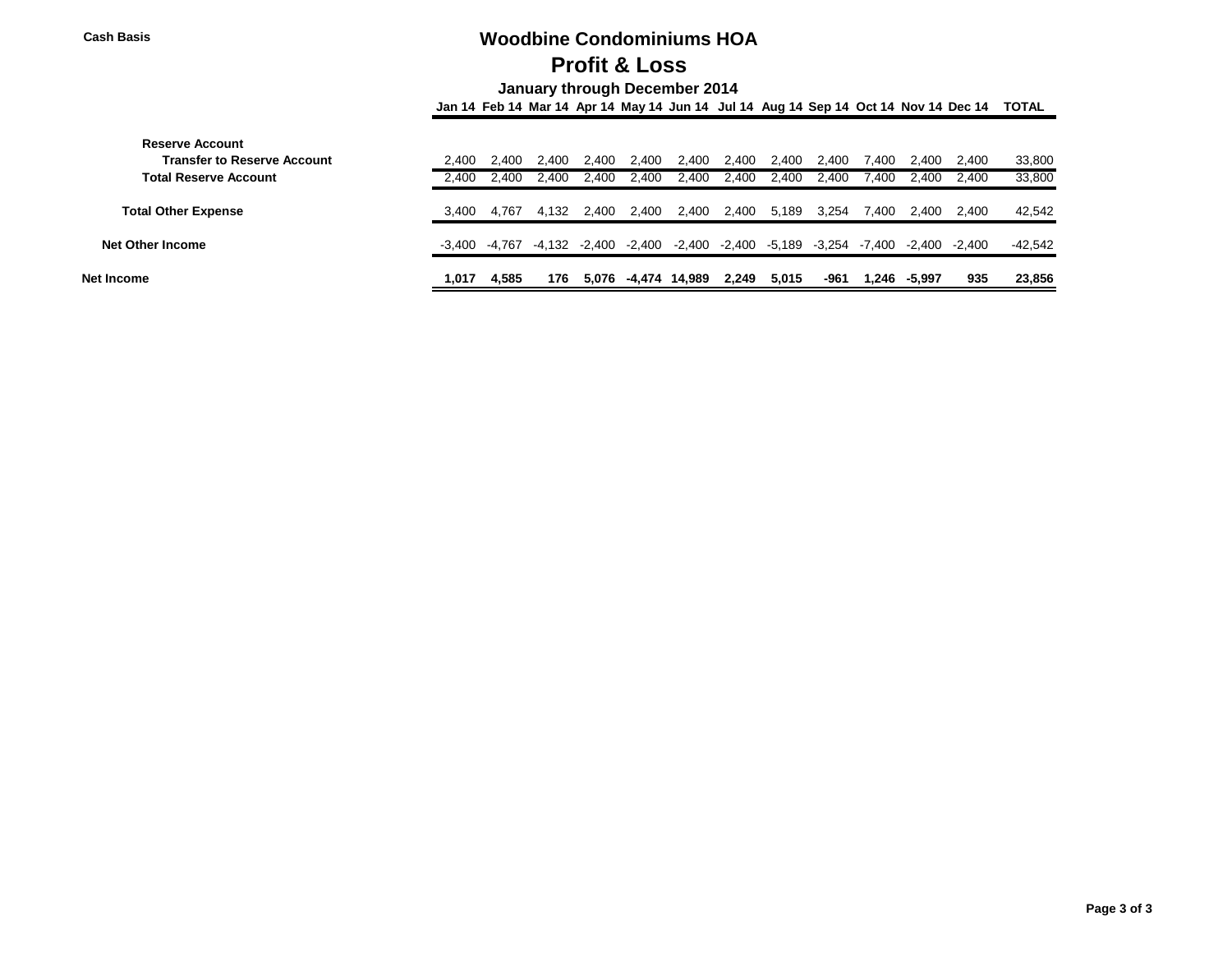Cash Basis

# Woodbine Condominiums HOA

## Profit & Loss

### January through December 2014

| | Jan 14 | Feb 14 | Mar 14 | Apr 14 | May 14 | Jun 14 | Jul 14 | Aug 14 | Sep 14 | Oct 14 | Nov 14 | Dec 14 | TOTAL |
|---|---|---|---|---|---|---|---|---|---|---|---|---|---|
| **Reserve Account** | | | | | | | | | | | | | |
| **Transfer to Reserve Account** | 2,400 | 2,400 | 2,400 | 2,400 | 2,400 | 2,400 | 2,400 | 2,400 | 2,400 | 7,400 | 2,400 | 2,400 | 33,800 |
| **Total Reserve Account** | 2,400 | 2,400 | 2,400 | 2,400 | 2,400 | 2,400 | 2,400 | 2,400 | 2,400 | 7,400 | 2,400 | 2,400 | 33,800 |
| **Total Other Expense** | 3,400 | 4,767 | 4,132 | 2,400 | 2,400 | 2,400 | 2,400 | 5,189 | 3,254 | 7,400 | 2,400 | 2,400 | 42,542 |
| **Net Other Income** | -3,400 | -4,767 | -4,132 | -2,400 | -2,400 | -2,400 | -2,400 | -5,189 | -3,254 | -7,400 | -2,400 | -2,400 | -42,542 |
| **Net Income** | **1,017** | **4,585** | **176** | **5,076** | **-4,474** | **14,989** | **2,249** | **5,015** | **-961** | **1,246** | **-5,997** | **935** | **23,856** |